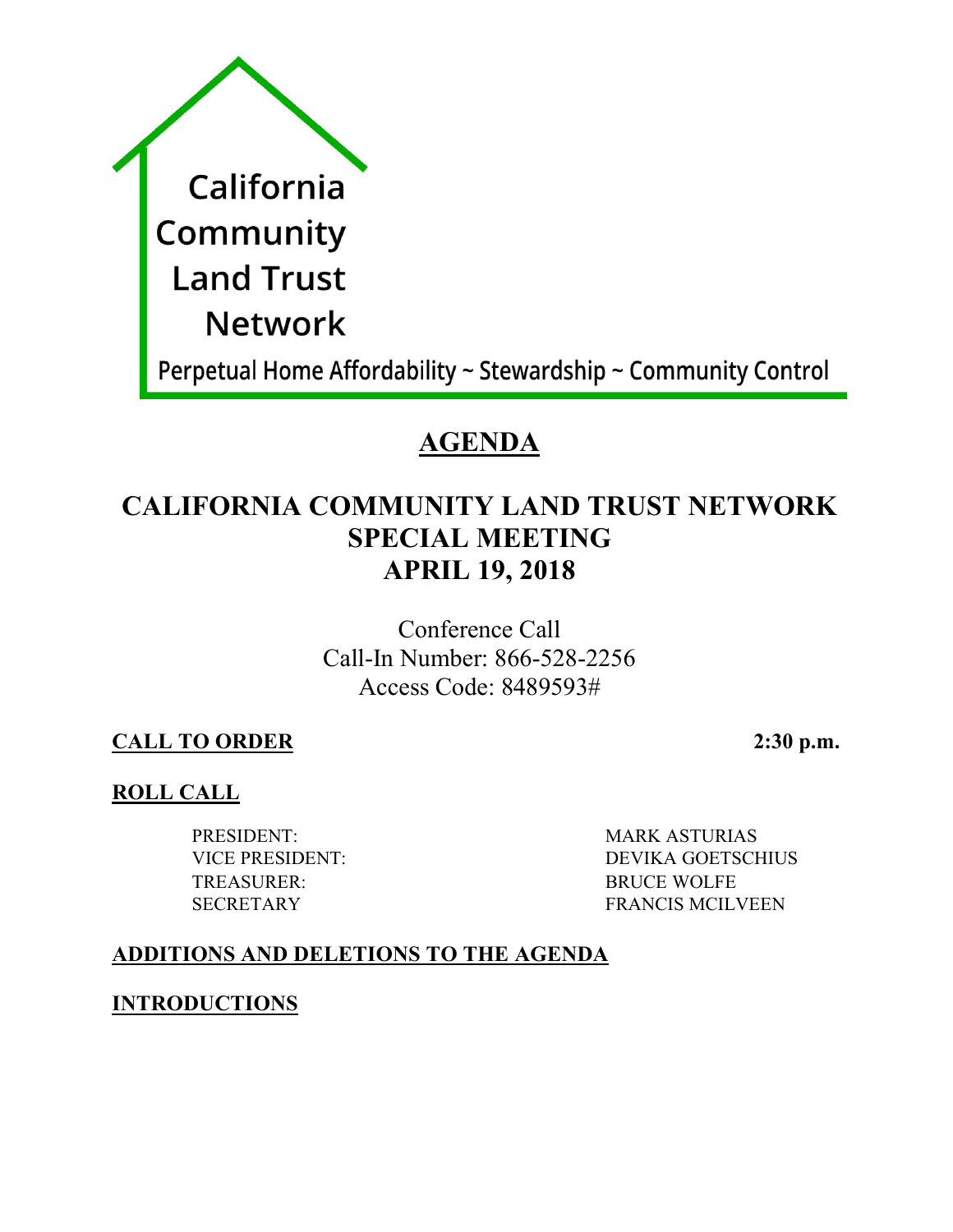California
Community
Land Trust
Network

Perpetual Home Affordability ~ Stewardship ~ Community Control

# AGENDA

## CALIFORNIA COMMUNITY LAND TRUST NETWORK SPECIAL MEETING APRIL 19, 2018

Conference Call
Call-In Number: 866-528-2256
Access Code: 8489593#

**CALL TO ORDER** **2:30 p.m.**

**ROLL CALL**

| | |
|---|---|
| PRESIDENT: | MARK ASTURIAS |
| VICE PRESIDENT: | DEVIKA GOETSCHIUS |
| TREASURER: | BRUCE WOLFE |
| SECRETARY | FRANCIS MCILVEEN |

**ADDITIONS AND DELETIONS TO THE AGENDA**

**INTRODUCTIONS**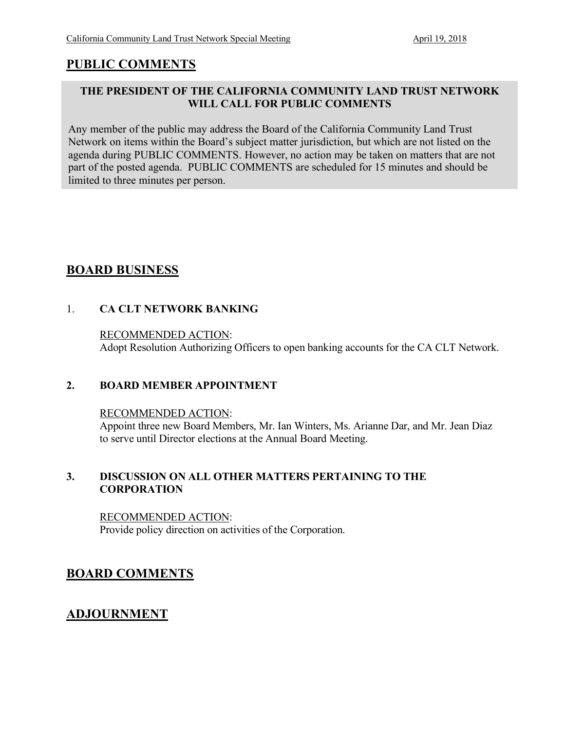## PUBLIC COMMENTS

**THE PRESIDENT OF THE CALIFORNIA COMMUNITY LAND TRUST NETWORK WILL CALL FOR PUBLIC COMMENTS**

Any member of the public may address the Board of the California Community Land Trust Network on items within the Board's subject matter jurisdiction, but which are not listed on the agenda during PUBLIC COMMENTS. However, no action may be taken on matters that are not part of the posted agenda. PUBLIC COMMENTS are scheduled for 15 minutes and should be limited to three minutes per person.

## BOARD BUSINESS

1. **CA CLT NETWORK BANKING**

   RECOMMENDED ACTION:
   Adopt Resolution Authorizing Officers to open banking accounts for the CA CLT Network.

2. **BOARD MEMBER APPOINTMENT**

   RECOMMENDED ACTION:
   Appoint three new Board Members, Mr. Ian Winters, Ms. Arianne Dar, and Mr. Jean Diaz to serve until Director elections at the Annual Board Meeting.

3. **DISCUSSION ON ALL OTHER MATTERS PERTAINING TO THE CORPORATION**

   RECOMMENDED ACTION:
   Provide policy direction on activities of the Corporation.

## BOARD COMMENTS

## ADJOURNMENT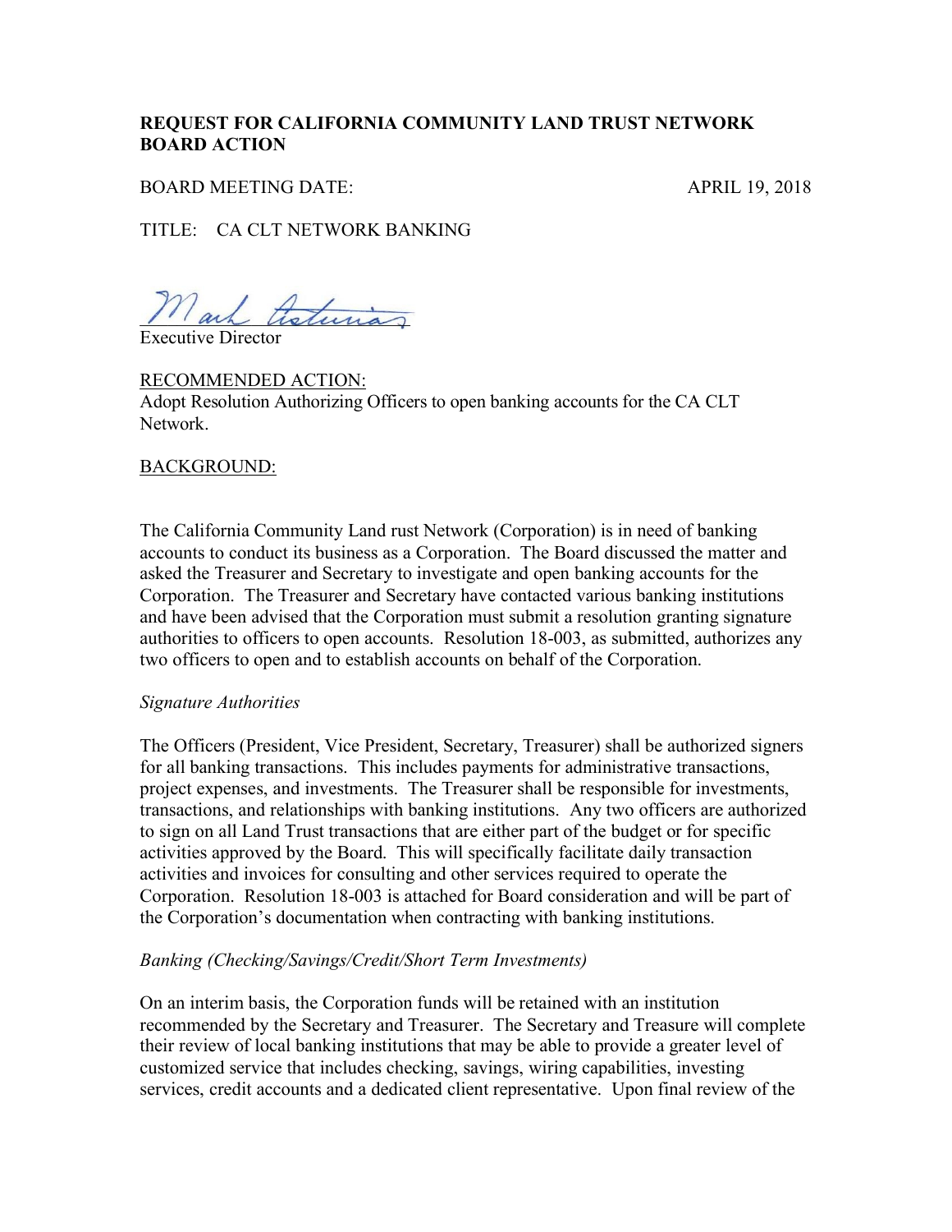**REQUEST FOR CALIFORNIA COMMUNITY LAND TRUST NETWORK BOARD ACTION**

BOARD MEETING DATE: APRIL 19, 2018

TITLE: CA CLT NETWORK BANKING

Mark Asturias
Executive Director

RECOMMENDED ACTION:
Adopt Resolution Authorizing Officers to open banking accounts for the CA CLT Network.

BACKGROUND:

The California Community Land rust Network (Corporation) is in need of banking accounts to conduct its business as a Corporation. The Board discussed the matter and asked the Treasurer and Secretary to investigate and open banking accounts for the Corporation. The Treasurer and Secretary have contacted various banking institutions and have been advised that the Corporation must submit a resolution granting signature authorities to officers to open accounts. Resolution 18-003, as submitted, authorizes any two officers to open and to establish accounts on behalf of the Corporation.

*Signature Authorities*

The Officers (President, Vice President, Secretary, Treasurer) shall be authorized signers for all banking transactions. This includes payments for administrative transactions, project expenses, and investments. The Treasurer shall be responsible for investments, transactions, and relationships with banking institutions. Any two officers are authorized to sign on all Land Trust transactions that are either part of the budget or for specific activities approved by the Board. This will specifically facilitate daily transaction activities and invoices for consulting and other services required to operate the Corporation. Resolution 18-003 is attached for Board consideration and will be part of the Corporation's documentation when contracting with banking institutions.

*Banking (Checking/Savings/Credit/Short Term Investments)*

On an interim basis, the Corporation funds will be retained with an institution recommended by the Secretary and Treasurer. The Secretary and Treasure will complete their review of local banking institutions that may be able to provide a greater level of customized service that includes checking, savings, wiring capabilities, investing services, credit accounts and a dedicated client representative. Upon final review of the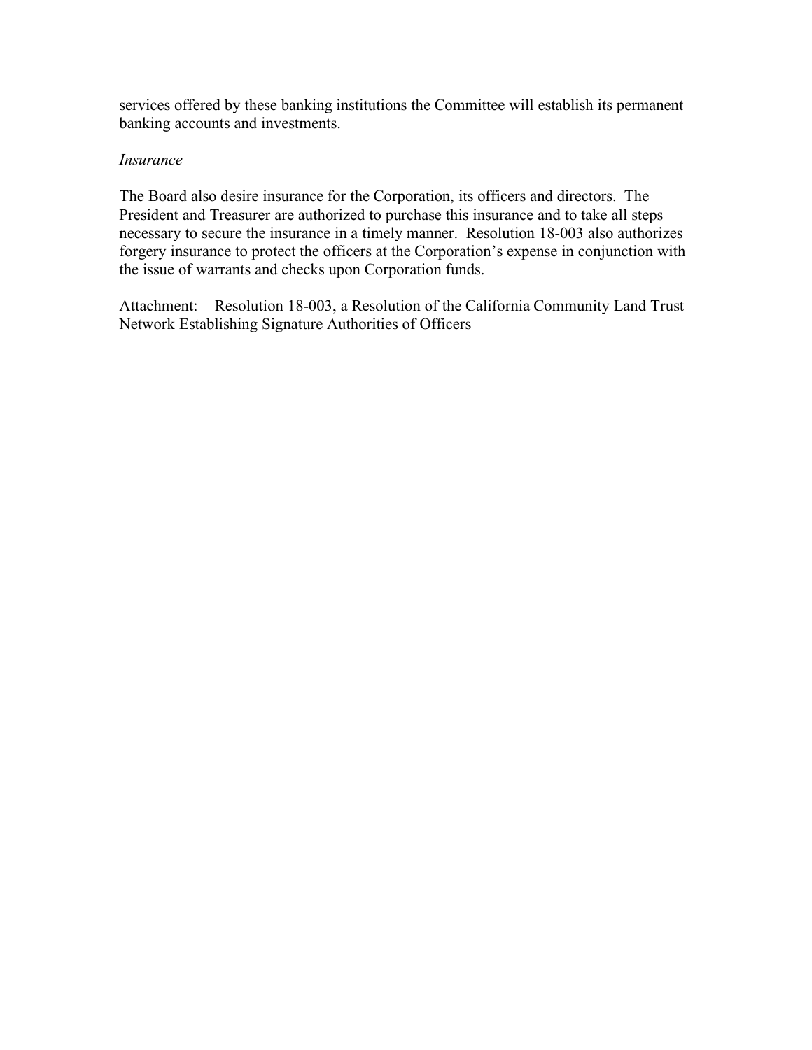services offered by these banking institutions the Committee will establish its permanent banking accounts and investments.

*Insurance*

The Board also desire insurance for the Corporation, its officers and directors. The President and Treasurer are authorized to purchase this insurance and to take all steps necessary to secure the insurance in a timely manner. Resolution 18-003 also authorizes forgery insurance to protect the officers at the Corporation's expense in conjunction with the issue of warrants and checks upon Corporation funds.

Attachment: Resolution 18-003, a Resolution of the California Community Land Trust Network Establishing Signature Authorities of Officers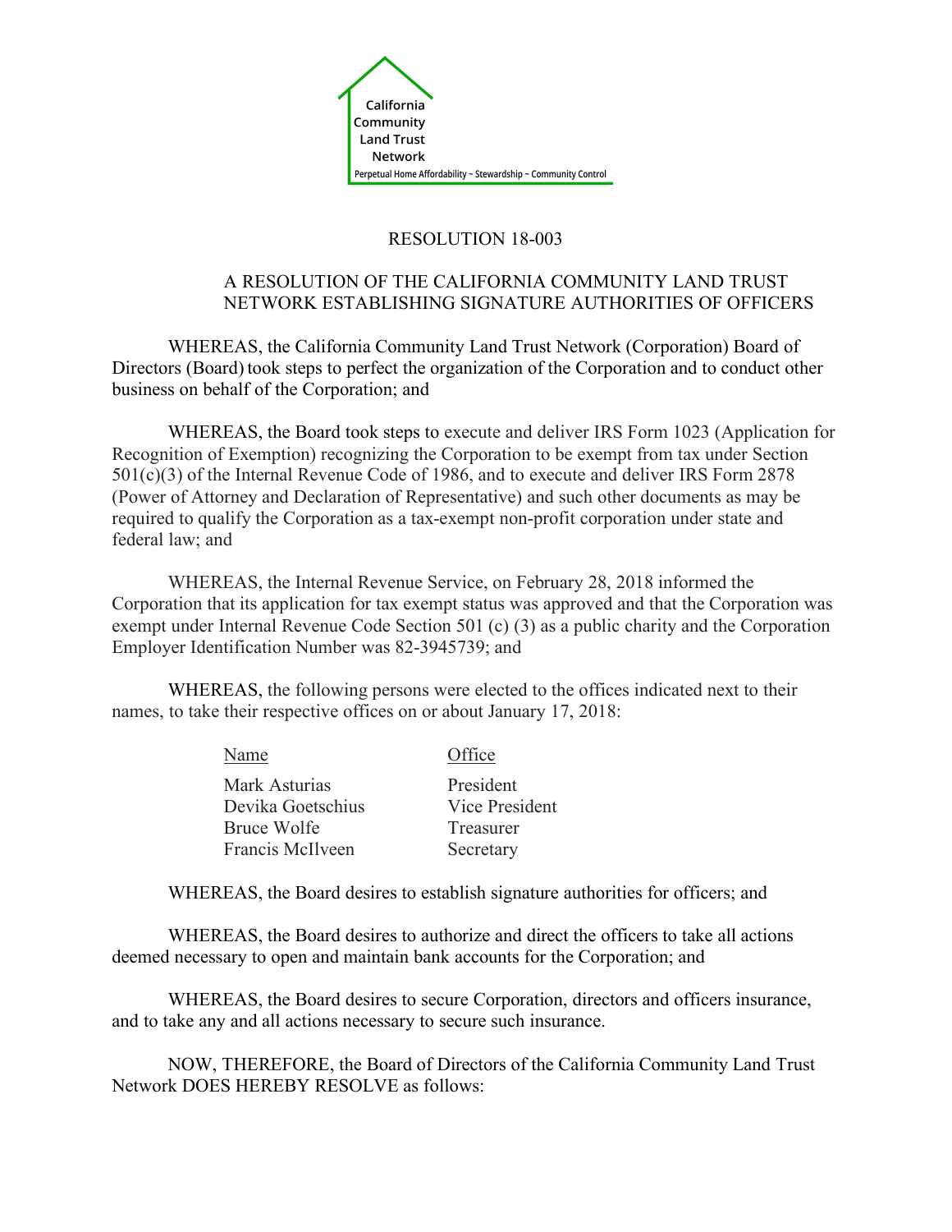California Community Land Trust Network

Perpetual Home Affordability ~ Stewardship ~ Community Control

RESOLUTION 18-003

A RESOLUTION OF THE CALIFORNIA COMMUNITY LAND TRUST NETWORK ESTABLISHING SIGNATURE AUTHORITIES OF OFFICERS

WHEREAS, the California Community Land Trust Network (Corporation) Board of Directors (Board) took steps to perfect the organization of the Corporation and to conduct other business on behalf of the Corporation; and

WHEREAS, the Board took steps to execute and deliver IRS Form 1023 (Application for Recognition of Exemption) recognizing the Corporation to be exempt from tax under Section 501(c)(3) of the Internal Revenue Code of 1986, and to execute and deliver IRS Form 2878 (Power of Attorney and Declaration of Representative) and such other documents as may be required to qualify the Corporation as a tax-exempt non-profit corporation under state and federal law; and

WHEREAS, the Internal Revenue Service, on February 28, 2018 informed the Corporation that its application for tax exempt status was approved and that the Corporation was exempt under Internal Revenue Code Section 501 (c) (3) as a public charity and the Corporation Employer Identification Number was 82-3945739; and

WHEREAS, the following persons were elected to the offices indicated next to their names, to take their respective offices on or about January 17, 2018:

| Name | Office |
|---|---|
| Mark Asturias | President |
| Devika Goetschius | Vice President |
| Bruce Wolfe | Treasurer |
| Francis McIlveen | Secretary |

WHEREAS, the Board desires to establish signature authorities for officers; and

WHEREAS, the Board desires to authorize and direct the officers to take all actions deemed necessary to open and maintain bank accounts for the Corporation; and

WHEREAS, the Board desires to secure Corporation, directors and officers insurance, and to take any and all actions necessary to secure such insurance.

NOW, THEREFORE, the Board of Directors of the California Community Land Trust Network DOES HEREBY RESOLVE as follows: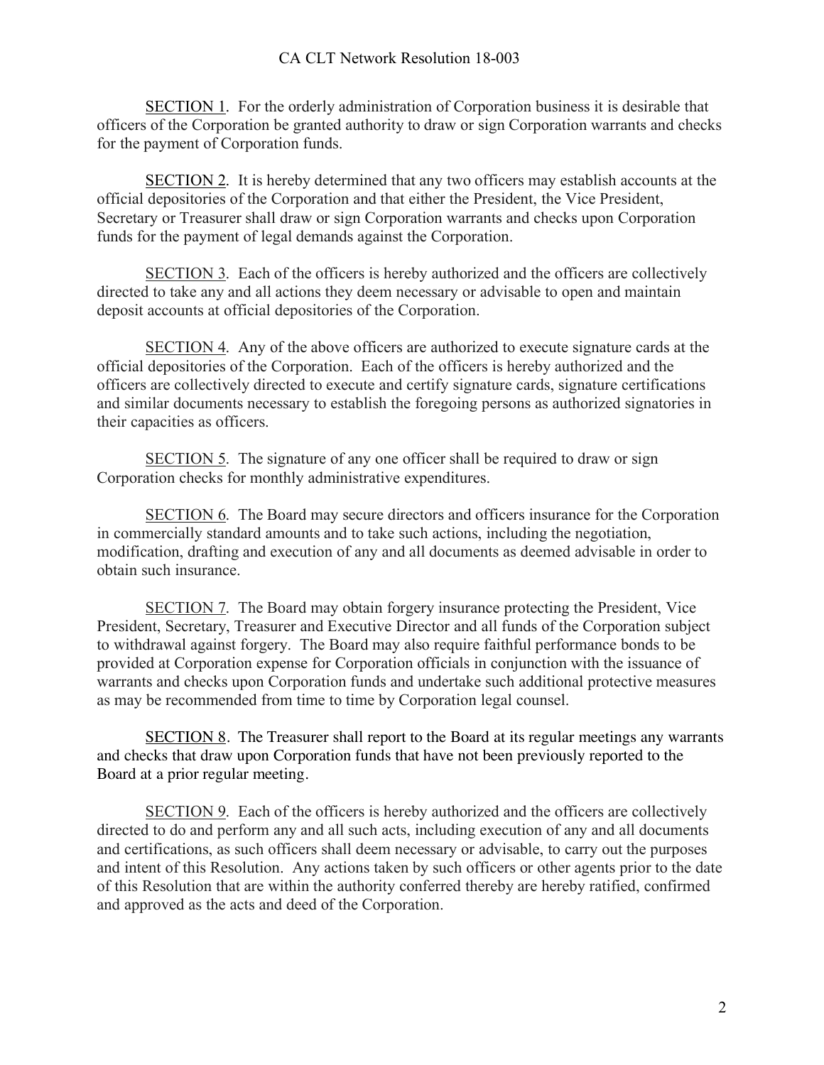SECTION 1. For the orderly administration of Corporation business it is desirable that officers of the Corporation be granted authority to draw or sign Corporation warrants and checks for the payment of Corporation funds.

SECTION 2. It is hereby determined that any two officers may establish accounts at the official depositories of the Corporation and that either the President, the Vice President, Secretary or Treasurer shall draw or sign Corporation warrants and checks upon Corporation funds for the payment of legal demands against the Corporation.

SECTION 3. Each of the officers is hereby authorized and the officers are collectively directed to take any and all actions they deem necessary or advisable to open and maintain deposit accounts at official depositories of the Corporation.

SECTION 4. Any of the above officers are authorized to execute signature cards at the official depositories of the Corporation. Each of the officers is hereby authorized and the officers are collectively directed to execute and certify signature cards, signature certifications and similar documents necessary to establish the foregoing persons as authorized signatories in their capacities as officers.

SECTION 5. The signature of any one officer shall be required to draw or sign Corporation checks for monthly administrative expenditures.

SECTION 6. The Board may secure directors and officers insurance for the Corporation in commercially standard amounts and to take such actions, including the negotiation, modification, drafting and execution of any and all documents as deemed advisable in order to obtain such insurance.

SECTION 7. The Board may obtain forgery insurance protecting the President, Vice President, Secretary, Treasurer and Executive Director and all funds of the Corporation subject to withdrawal against forgery. The Board may also require faithful performance bonds to be provided at Corporation expense for Corporation officials in conjunction with the issuance of warrants and checks upon Corporation funds and undertake such additional protective measures as may be recommended from time to time by Corporation legal counsel.

SECTION 8. The Treasurer shall report to the Board at its regular meetings any warrants and checks that draw upon Corporation funds that have not been previously reported to the Board at a prior regular meeting.

SECTION 9. Each of the officers is hereby authorized and the officers are collectively directed to do and perform any and all such acts, including execution of any and all documents and certifications, as such officers shall deem necessary or advisable, to carry out the purposes and intent of this Resolution. Any actions taken by such officers or other agents prior to the date of this Resolution that are within the authority conferred thereby are hereby ratified, confirmed and approved as the acts and deed of the Corporation.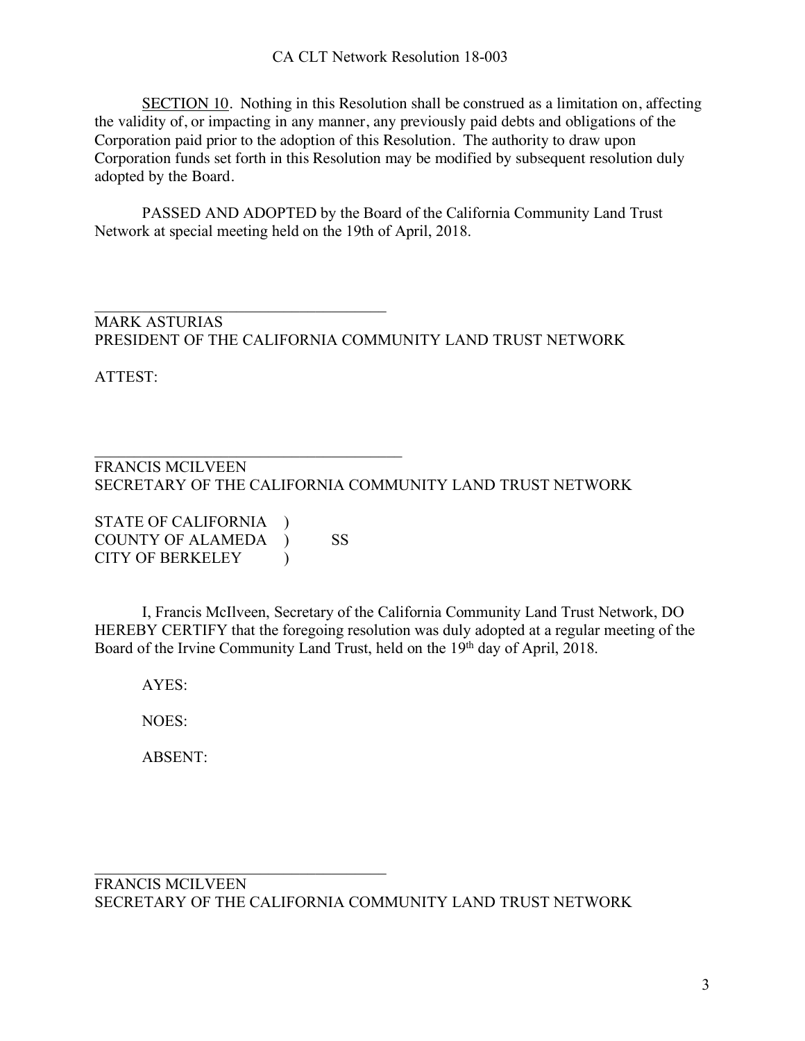SECTION 10. Nothing in this Resolution shall be construed as a limitation on, affecting the validity of, or impacting in any manner, any previously paid debts and obligations of the Corporation paid prior to the adoption of this Resolution. The authority to draw upon Corporation funds set forth in this Resolution may be modified by subsequent resolution duly adopted by the Board.

PASSED AND ADOPTED by the Board of the California Community Land Trust Network at special meeting held on the 19th of April, 2018.

\_\_\_\_\_\_\_\_\_\_\_\_\_\_\_\_\_\_\_\_\_\_\_\_\_\_\_\_\_\_\_\_\_\_\_\_\_\_

MARK ASTURIAS
PRESIDENT OF THE CALIFORNIA COMMUNITY LAND TRUST NETWORK

ATTEST:

\_\_\_\_\_\_\_\_\_\_\_\_\_\_\_\_\_\_\_\_\_\_\_\_\_\_\_\_\_\_\_\_\_\_\_\_\_\_

FRANCIS MCILVEEN
SECRETARY OF THE CALIFORNIA COMMUNITY LAND TRUST NETWORK

STATE OF CALIFORNIA )
COUNTY OF ALAMEDA ) SS
CITY OF BERKELEY )

I, Francis McIlveen, Secretary of the California Community Land Trust Network, DO HEREBY CERTIFY that the foregoing resolution was duly adopted at a regular meeting of the Board of the Irvine Community Land Trust, held on the 19th day of April, 2018.

AYES:

NOES:

ABSENT:

\_\_\_\_\_\_\_\_\_\_\_\_\_\_\_\_\_\_\_\_\_\_\_\_\_\_\_\_\_\_\_\_\_\_\_\_\_\_

FRANCIS MCILVEEN
SECRETARY OF THE CALIFORNIA COMMUNITY LAND TRUST NETWORK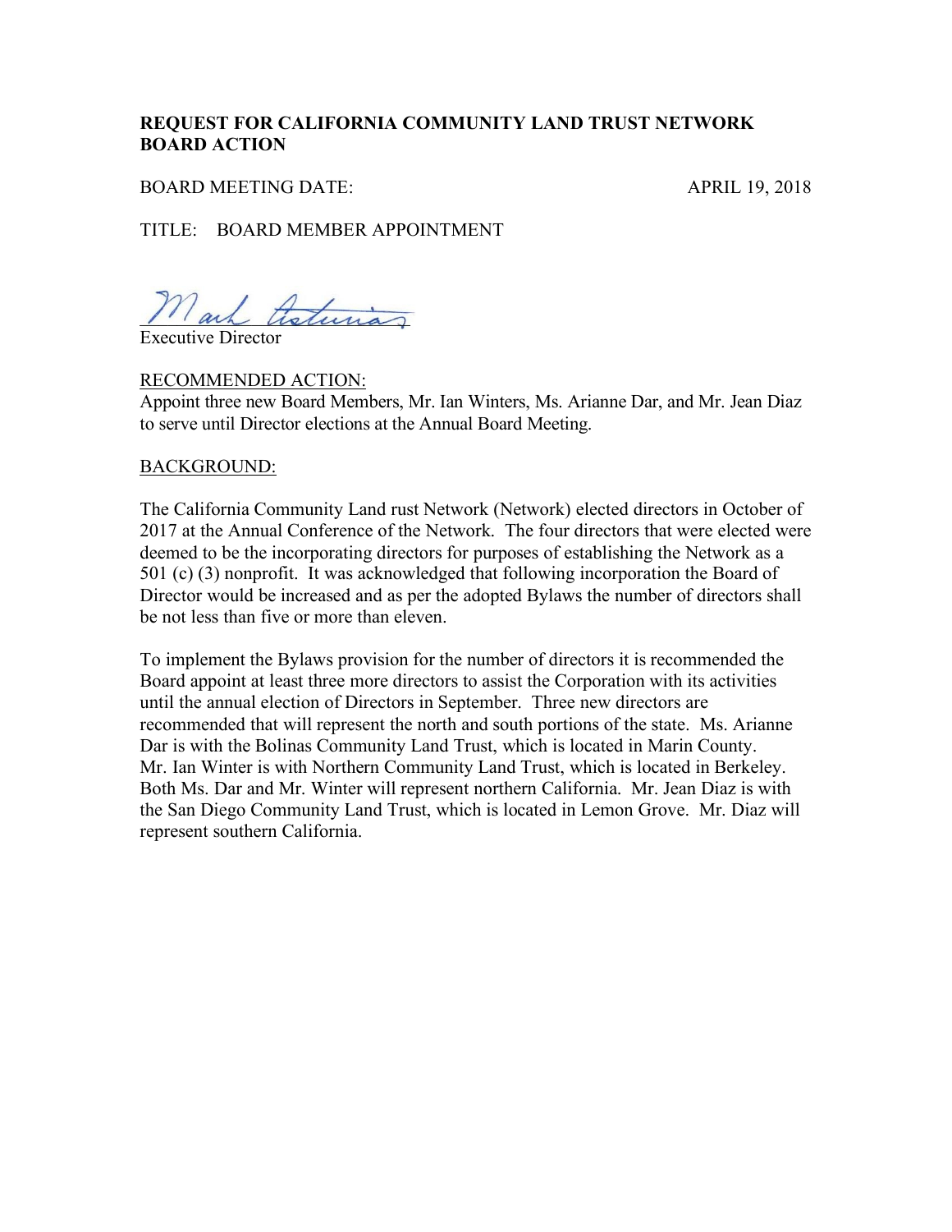**REQUEST FOR CALIFORNIA COMMUNITY LAND TRUST NETWORK BOARD ACTION**

BOARD MEETING DATE: APRIL 19, 2018

TITLE: BOARD MEMBER APPOINTMENT

Executive Director

RECOMMENDED ACTION:

Appoint three new Board Members, Mr. Ian Winters, Ms. Arianne Dar, and Mr. Jean Diaz to serve until Director elections at the Annual Board Meeting.

BACKGROUND:

The California Community Land rust Network (Network) elected directors in October of 2017 at the Annual Conference of the Network. The four directors that were elected were deemed to be the incorporating directors for purposes of establishing the Network as a 501 (c) (3) nonprofit. It was acknowledged that following incorporation the Board of Director would be increased and as per the adopted Bylaws the number of directors shall be not less than five or more than eleven.

To implement the Bylaws provision for the number of directors it is recommended the Board appoint at least three more directors to assist the Corporation with its activities until the annual election of Directors in September. Three new directors are recommended that will represent the north and south portions of the state. Ms. Arianne Dar is with the Bolinas Community Land Trust, which is located in Marin County. Mr. Ian Winter is with Northern Community Land Trust, which is located in Berkeley. Both Ms. Dar and Mr. Winter will represent northern California. Mr. Jean Diaz is with the San Diego Community Land Trust, which is located in Lemon Grove. Mr. Diaz will represent southern California.